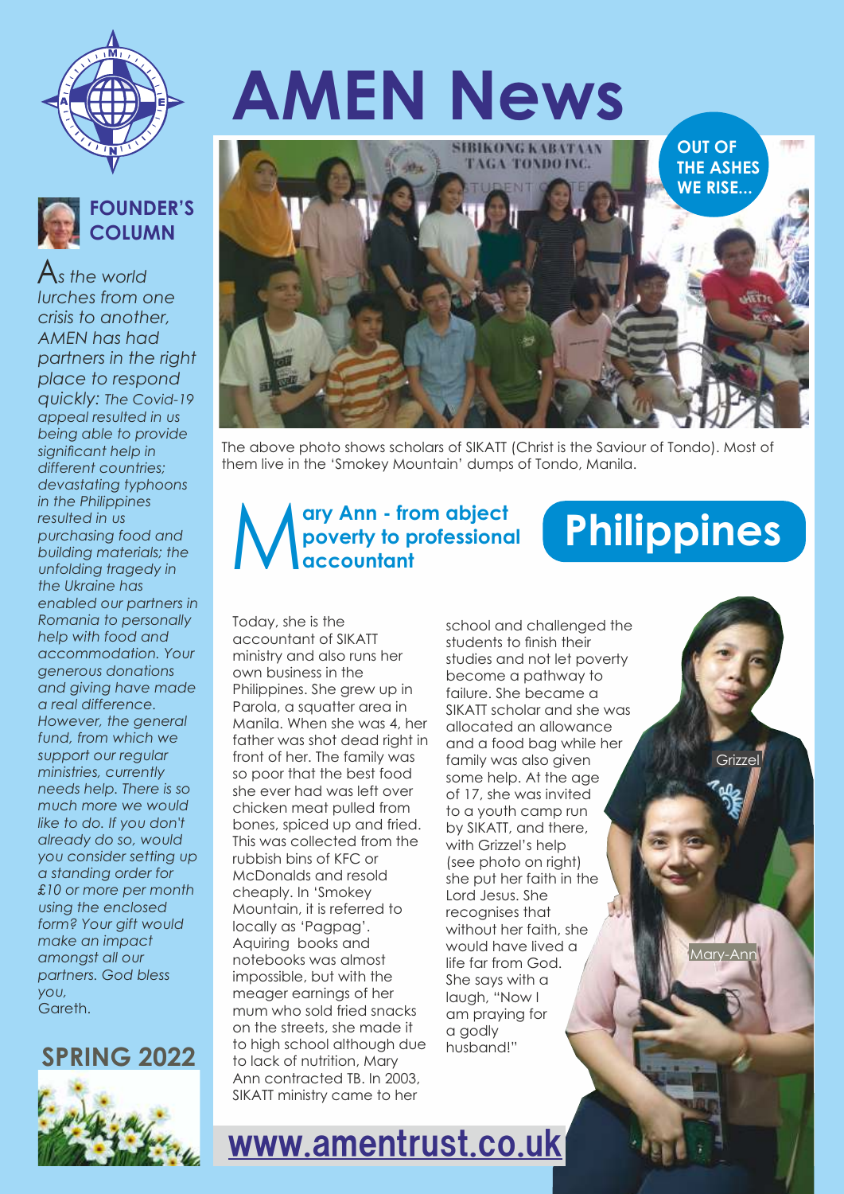# AMEN News

## FOUNDER'S COLUMN

*As the world lurches from one crisis to another, AMEN has had partners in the right place to respond quickly: The Covid-19 appeal resulted in us being able to provide significant help in different countries; devastating typhoons in the Philippines resulted in us purchasing food and building materials; the unfolding tragedy in the Ukraine has enabled our partners in Romania to personally help with food and accommodation. Your generous donations and giving have made a real difference. However, the general fund, from which we support our regular ministries, currently needs help. There is so much more we would like to do. If you don't already do so, would you consider setting up a standing order for £10 or more per month using the enclosed form? Your gift would make an impact amongst all our partners. God bless you,*
Gareth.

**SPRING 2022**

**OUT OF THE ASHES WE RISE...**

The above photo shows scholars of SIKATT (Christ is the Saviour of Tondo). Most of them live in the 'Smokey Mountain' dumps of Tondo, Manila.

## Philippines

### Mary Ann - from abject poverty to professional accountant

Today, she is the accountant of SIKATT ministry and also runs her own business in the Philippines. She grew up in Parola, a squatter area in Manila. When she was 4, her father was shot dead right in front of her. The family was so poor that the best food she ever had was left over chicken meat pulled from bones, spiced up and fried. This was collected from the rubbish bins of KFC or McDonalds and resold cheaply. In 'Smokey Mountain, it is referred to locally as 'Pagpag'. Aquiring books and notebooks was almost impossible, but with the meager earnings of her mum who sold fried snacks on the streets, she made it to high school although due to lack of nutrition, Mary Ann contracted TB. In 2003, SIKATT ministry came to her school and challenged the students to finish their studies and not let poverty become a pathway to failure. She became a SIKATT scholar and she was allocated an allowance and a food bag while her family was also given some help. At the age of 17, she was invited to a youth camp run by SIKATT, and there, with Grizzel's help (see photo on right) she put her faith in the Lord Jesus. She recognises that without her faith, she would have lived a life far from God. She says with a laugh, "Now I am praying for a godly husband!"

Grizzel

Mary-Ann

**www.amentrust.co.uk**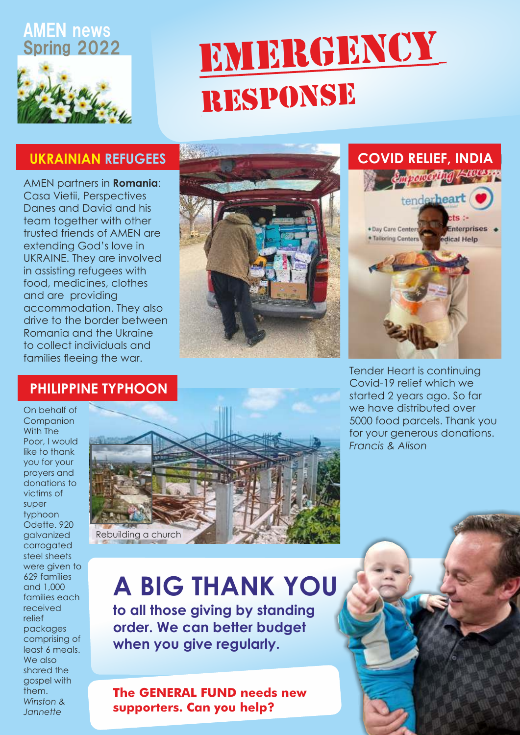AMEN news
Spring 2022

# EMERGENCY RESPONSE

## UKRAINIAN REFUGEES

AMEN partners in **Romania**: Casa Vietii, Perspectives Danes and David and his team together with other trusted friends of AMEN are extending God's love in UKRAINE. They are involved in assisting refugees with food, medicines, clothes and are providing accommodation. They also drive to the border between Romania and the Ukraine to collect individuals and families fleeing the war.

## COVID RELIEF, INDIA

Tender Heart is continuing Covid-19 relief which we started 2 years ago. So far we have distributed over 5000 food parcels. Thank you for your generous donations.
*Francis & Alison*

## PHILIPPINE TYPHOON

On behalf of Companion With The Poor, I would like to thank you for your prayers and donations to victims of super typhoon Odette. 920 galvanized corrogated steel sheets were given to 629 families and 1,000 families each received relief packages comprising of least 6 meals. We also shared the gospel with them.
*Winston & Jannette*

Rebuilding a church

# A BIG THANK YOU

**to all those giving by standing order. We can better budget when you give regularly.**

**The GENERAL FUND needs new supporters. Can you help?**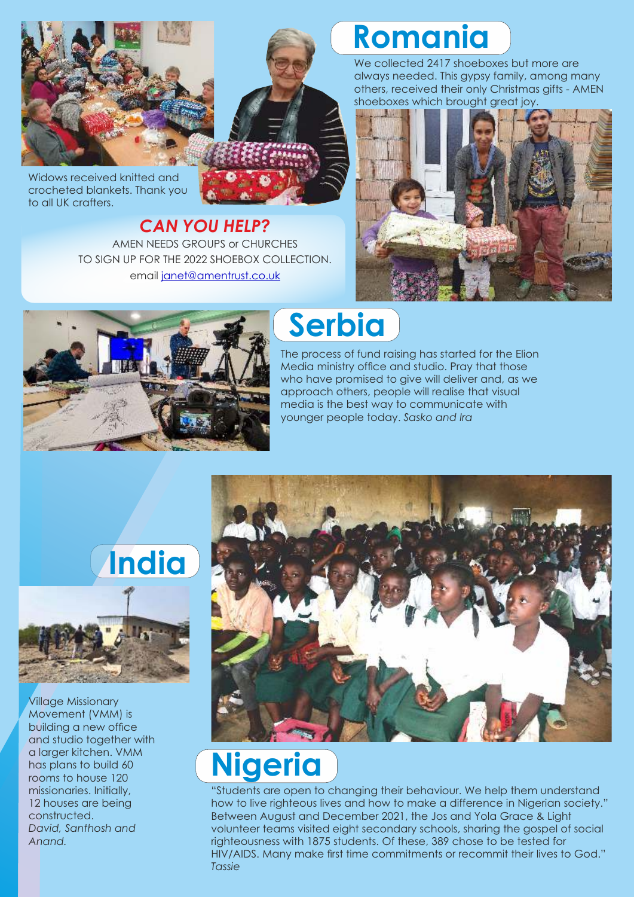Widows received knitted and crocheted blankets. Thank you to all UK crafters.

## Romania

We collected 2417 shoeboxes but more are always needed. This gypsy family, among many others, received their only Christmas gifts - AMEN shoeboxes which brought great joy.

### *CAN YOU HELP?*

AMEN NEEDS GROUPS or CHURCHES TO SIGN UP FOR THE 2022 SHOEBOX COLLECTION.
email janet@amentrust.co.uk

## Serbia

The process of fund raising has started for the Elion Media ministry office and studio. Pray that those who have promised to give will deliver and, as we approach others, people will realise that visual media is the best way to communicate with younger people today. *Sasko and Ira*

## India

Village Missionary Movement (VMM) is building a new office and studio together with a larger kitchen. VMM has plans to build 60 rooms to house 120 missionaries. Initially, 12 houses are being constructed.
*David, Santhosh and Anand.*

## Nigeria

"Students are open to changing their behaviour. We help them understand how to live righteous lives and how to make a difference in Nigerian society." Between August and December 2021, the Jos and Yola Grace & Light volunteer teams visited eight secondary schools, sharing the gospel of social righteousness with 1875 students. Of these, 389 chose to be tested for HIV/AIDS. Many make first time commitments or recommit their lives to God."
*Tassie*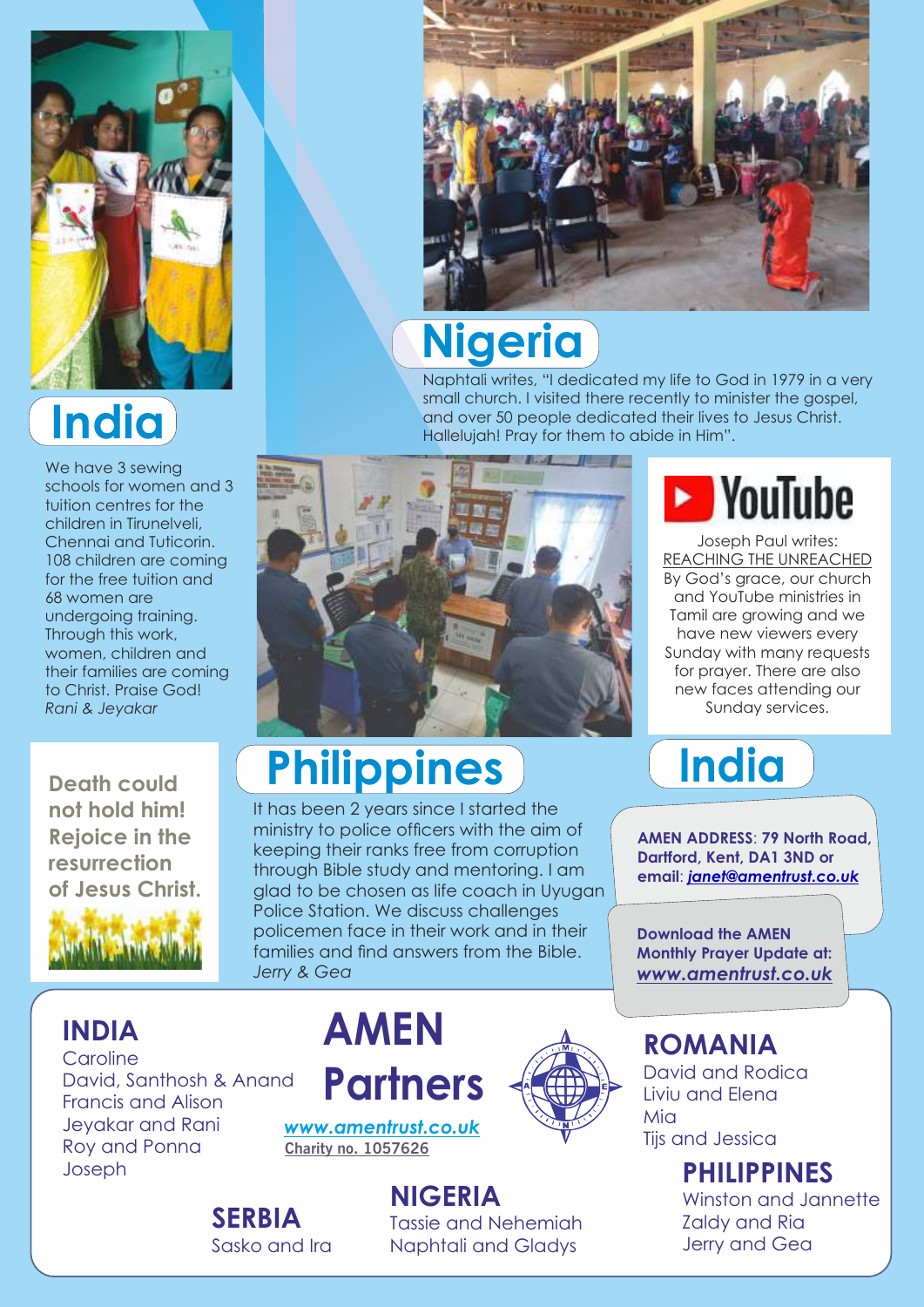## India

We have 3 sewing schools for women and 3 tuition centres for the children in Tirunelveli, Chennai and Tuticorin. 108 children are coming for the free tuition and 68 women are undergoing training. Through this work, women, children and their families are coming to Christ. Praise God!
*Rani & Jeyakar*

## Nigeria

Naphtali writes, "I dedicated my life to God in 1979 in a very small church. I visited there recently to minister the gospel, and over 50 people dedicated their lives to Jesus Christ. Hallelujah! Pray for them to abide in Him".

## India

YouTube

Joseph Paul writes:
REACHING THE UNREACHED
By God's grace, our church and YouTube ministries in Tamil are growing and we have new viewers every Sunday with many requests for prayer. There are also new faces attending our Sunday services.

**Death could not hold him! Rejoice in the resurrection of Jesus Christ.**

## Philippines

It has been 2 years since I started the ministry to police officers with the aim of keeping their ranks free from corruption through Bible study and mentoring. I am glad to be chosen as life coach in Uyugan Police Station. We discuss challenges policemen face in their work and in their families and find answers from the Bible.
*Jerry & Gea*

**AMEN ADDRESS: 79 North Road, Dartford, Kent, DA1 3ND or email: *janet@amentrust.co.uk***

**Download the AMEN Monthly Prayer Update at: *www.amentrust.co.uk***

# AMEN Partners

*www.amentrust.co.uk*
Charity no. 1057626

### INDIA
Caroline
David, Santhosh & Anand
Francis and Alison
Jeyakar and Rani
Roy and Ponna
Joseph

### SERBIA
Sasko and Ira

### NIGERIA
Tassie and Nehemiah
Naphtali and Gladys

### ROMANIA
David and Rodica
Liviu and Elena
Mia
Tijs and Jessica

### PHILIPPINES
Winston and Jannette
Zaldy and Ria
Jerry and Gea